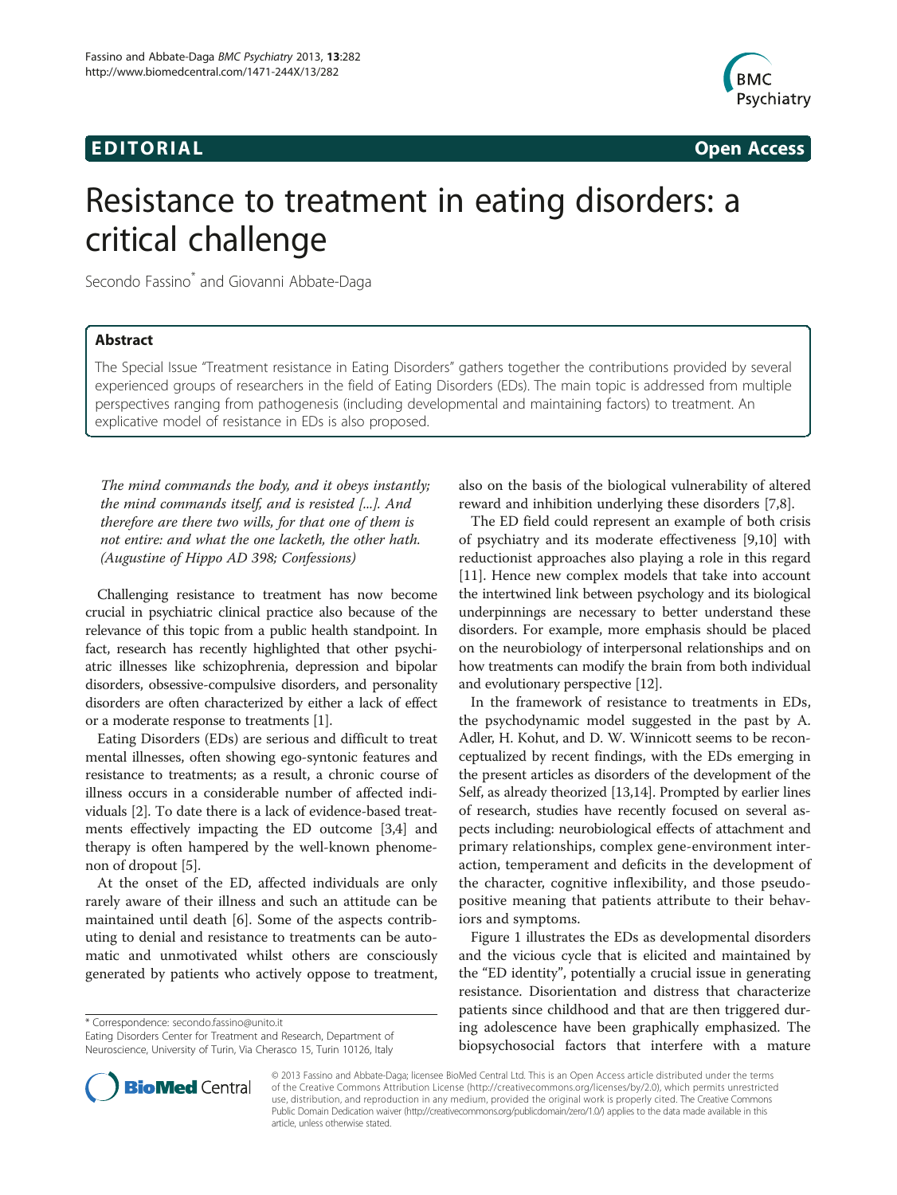EDITORIAL Open Access

# Resistance to treatment in eating disorders: a critical challenge

Secondo Fassino* and Giovanni Abbate-Daga

## Abstract

The Special Issue "Treatment resistance in Eating Disorders" gathers together the contributions provided by several experienced groups of researchers in the field of Eating Disorders (EDs). The main topic is addressed from multiple perspectives ranging from pathogenesis (including developmental and maintaining factors) to treatment. An explicative model of resistance in EDs is also proposed.

> *The mind commands the body, and it obeys instantly; the mind commands itself, and is resisted [...]. And therefore are there two wills, for that one of them is not entire: and what the one lacketh, the other hath. (Augustine of Hippo AD 398; Confessions)*

Challenging resistance to treatment has now become crucial in psychiatric clinical practice also because of the relevance of this topic from a public health standpoint. In fact, research has recently highlighted that other psychiatric illnesses like schizophrenia, depression and bipolar disorders, obsessive-compulsive disorders, and personality disorders are often characterized by either a lack of effect or a moderate response to treatments [1].

Eating Disorders (EDs) are serious and difficult to treat mental illnesses, often showing ego-syntonic features and resistance to treatments; as a result, a chronic course of illness occurs in a considerable number of affected individuals [2]. To date there is a lack of evidence-based treatments effectively impacting the ED outcome [3,4] and therapy is often hampered by the well-known phenomenon of dropout [5].

At the onset of the ED, affected individuals are only rarely aware of their illness and such an attitude can be maintained until death [6]. Some of the aspects contributing to denial and resistance to treatments can be automatic and unmotivated whilst others are consciously generated by patients who actively oppose to treatment, also on the basis of the biological vulnerability of altered reward and inhibition underlying these disorders [7,8].

The ED field could represent an example of both crisis of psychiatry and its moderate effectiveness [9,10] with reductionist approaches also playing a role in this regard [11]. Hence new complex models that take into account the intertwined link between psychology and its biological underpinnings are necessary to better understand these disorders. For example, more emphasis should be placed on the neurobiology of interpersonal relationships and on how treatments can modify the brain from both individual and evolutionary perspective [12].

In the framework of resistance to treatments in EDs, the psychodynamic model suggested in the past by A. Adler, H. Kohut, and D. W. Winnicott seems to be reconceptualized by recent findings, with the EDs emerging in the present articles as disorders of the development of the Self, as already theorized [13,14]. Prompted by earlier lines of research, studies have recently focused on several aspects including: neurobiological effects of attachment and primary relationships, complex gene-environment interaction, temperament and deficits in the development of the character, cognitive inflexibility, and those pseudo-positive meaning that patients attribute to their behaviors and symptoms.

Figure 1 illustrates the EDs as developmental disorders and the vicious cycle that is elicited and maintained by the "ED identity", potentially a crucial issue in generating resistance. Disorientation and distress that characterize patients since childhood and that are then triggered during adolescence have been graphically emphasized. The biopsychosocial factors that interfere with a mature

\* Correspondence: secondo.fassino@unito.it
Eating Disorders Center for Treatment and Research, Department of Neuroscience, University of Turin, Via Cherasco 15, Turin 10126, Italy

© 2013 Fassino and Abbate-Daga; licensee BioMed Central Ltd. This is an Open Access article distributed under the terms of the Creative Commons Attribution License (http://creativecommons.org/licenses/by/2.0), which permits unrestricted use, distribution, and reproduction in any medium, provided the original work is properly cited. The Creative Commons Public Domain Dedication waiver (http://creativecommons.org/publicdomain/zero/1.0/) applies to the data made available in this article, unless otherwise stated.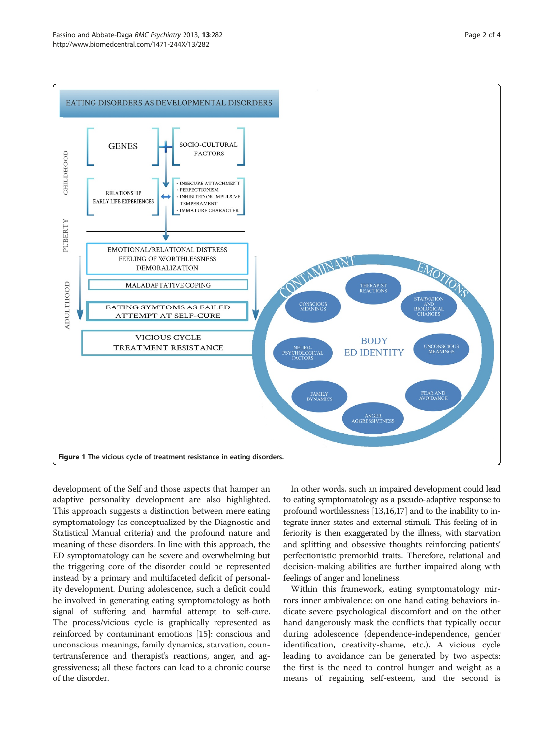EATING DISORDERS AS DEVELOPMENTAL DISORDERS

Figure 1 The vicious cycle of treatment resistance in eating disorders.

development of the Self and those aspects that hamper an adaptive personality development are also highlighted. This approach suggests a distinction between mere eating symptomatology (as conceptualized by the Diagnostic and Statistical Manual criteria) and the profound nature and meaning of these disorders. In line with this approach, the ED symptomatology can be severe and overwhelming but the triggering core of the disorder could be represented instead by a primary and multifaceted deficit of personality development. During adolescence, such a deficit could be involved in generating eating symptomatology as both signal of suffering and harmful attempt to self-cure. The process/vicious cycle is graphically represented as reinforced by contaminant emotions [15]: conscious and unconscious meanings, family dynamics, starvation, countertransference and therapist's reactions, anger, and aggressiveness; all these factors can lead to a chronic course of the disorder.

In other words, such an impaired development could lead to eating symptomatology as a pseudo-adaptive response to profound worthlessness [13,16,17] and to the inability to integrate inner states and external stimuli. This feeling of inferiority is then exaggerated by the illness, with starvation and splitting and obsessive thoughts reinforcing patients' perfectionistic premorbid traits. Therefore, relational and decision-making abilities are further impaired along with feelings of anger and loneliness.

Within this framework, eating symptomatology mirrors inner ambivalence: on one hand eating behaviors indicate severe psychological discomfort and on the other hand dangerously mask the conflicts that typically occur during adolescence (dependence-independence, gender identification, creativity-shame, etc.). A vicious cycle leading to avoidance can be generated by two aspects: the first is the need to control hunger and weight as a means of regaining self-esteem, and the second is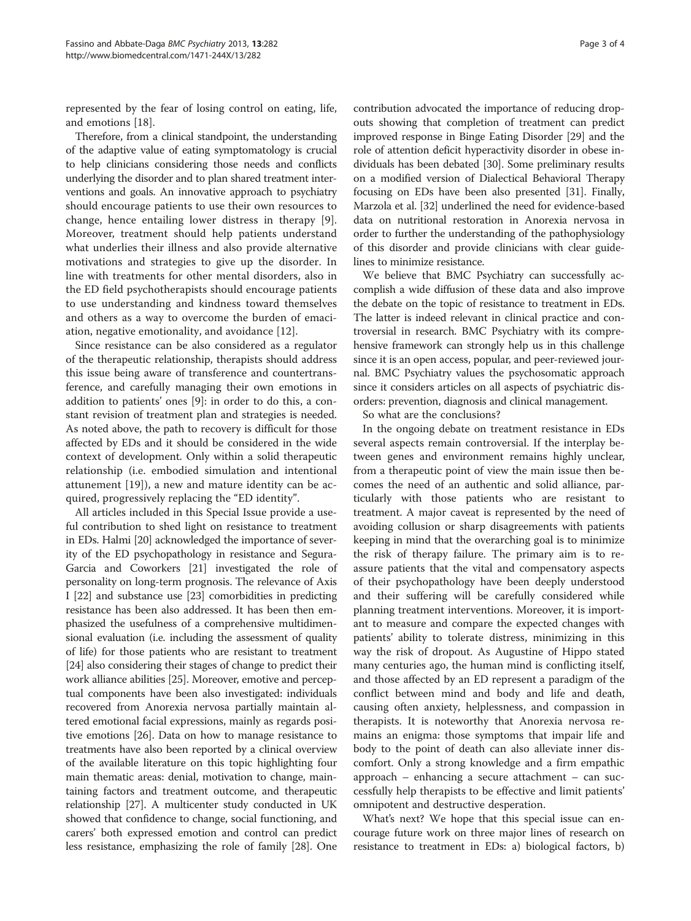represented by the fear of losing control on eating, life, and emotions [18].

Therefore, from a clinical standpoint, the understanding of the adaptive value of eating symptomatology is crucial to help clinicians considering those needs and conflicts underlying the disorder and to plan shared treatment interventions and goals. An innovative approach to psychiatry should encourage patients to use their own resources to change, hence entailing lower distress in therapy [9]. Moreover, treatment should help patients understand what underlies their illness and also provide alternative motivations and strategies to give up the disorder. In line with treatments for other mental disorders, also in the ED field psychotherapists should encourage patients to use understanding and kindness toward themselves and others as a way to overcome the burden of emaciation, negative emotionality, and avoidance [12].

Since resistance can be also considered as a regulator of the therapeutic relationship, therapists should address this issue being aware of transference and countertransference, and carefully managing their own emotions in addition to patients' ones [9]: in order to do this, a constant revision of treatment plan and strategies is needed. As noted above, the path to recovery is difficult for those affected by EDs and it should be considered in the wide context of development. Only within a solid therapeutic relationship (i.e. embodied simulation and intentional attunement [19]), a new and mature identity can be acquired, progressively replacing the "ED identity".

All articles included in this Special Issue provide a useful contribution to shed light on resistance to treatment in EDs. Halmi [20] acknowledged the importance of severity of the ED psychopathology in resistance and Segura-Garcia and Coworkers [21] investigated the role of personality on long-term prognosis. The relevance of Axis I [22] and substance use [23] comorbidities in predicting resistance has been also addressed. It has been then emphasized the usefulness of a comprehensive multidimensional evaluation (i.e. including the assessment of quality of life) for those patients who are resistant to treatment [24] also considering their stages of change to predict their work alliance abilities [25]. Moreover, emotive and perceptual components have been also investigated: individuals recovered from Anorexia nervosa partially maintain altered emotional facial expressions, mainly as regards positive emotions [26]. Data on how to manage resistance to treatments have also been reported by a clinical overview of the available literature on this topic highlighting four main thematic areas: denial, motivation to change, maintaining factors and treatment outcome, and therapeutic relationship [27]. A multicenter study conducted in UK showed that confidence to change, social functioning, and carers' both expressed emotion and control can predict less resistance, emphasizing the role of family [28]. One contribution advocated the importance of reducing dropouts showing that completion of treatment can predict improved response in Binge Eating Disorder [29] and the role of attention deficit hyperactivity disorder in obese individuals has been debated [30]. Some preliminary results on a modified version of Dialectical Behavioral Therapy focusing on EDs have been also presented [31]. Finally, Marzola et al. [32] underlined the need for evidence-based data on nutritional restoration in Anorexia nervosa in order to further the understanding of the pathophysiology of this disorder and provide clinicians with clear guidelines to minimize resistance.

We believe that BMC Psychiatry can successfully accomplish a wide diffusion of these data and also improve the debate on the topic of resistance to treatment in EDs. The latter is indeed relevant in clinical practice and controversial in research. BMC Psychiatry with its comprehensive framework can strongly help us in this challenge since it is an open access, popular, and peer-reviewed journal. BMC Psychiatry values the psychosomatic approach since it considers articles on all aspects of psychiatric disorders: prevention, diagnosis and clinical management.

So what are the conclusions?

In the ongoing debate on treatment resistance in EDs several aspects remain controversial. If the interplay between genes and environment remains highly unclear, from a therapeutic point of view the main issue then becomes the need of an authentic and solid alliance, particularly with those patients who are resistant to treatment. A major caveat is represented by the need of avoiding collusion or sharp disagreements with patients keeping in mind that the overarching goal is to minimize the risk of therapy failure. The primary aim is to reassure patients that the vital and compensatory aspects of their psychopathology have been deeply understood and their suffering will be carefully considered while planning treatment interventions. Moreover, it is important to measure and compare the expected changes with patients' ability to tolerate distress, minimizing in this way the risk of dropout. As Augustine of Hippo stated many centuries ago, the human mind is conflicting itself, and those affected by an ED represent a paradigm of the conflict between mind and body and life and death, causing often anxiety, helplessness, and compassion in therapists. It is noteworthy that Anorexia nervosa remains an enigma: those symptoms that impair life and body to the point of death can also alleviate inner discomfort. Only a strong knowledge and a firm empathic approach – enhancing a secure attachment – can successfully help therapists to be effective and limit patients' omnipotent and destructive desperation.

What's next? We hope that this special issue can encourage future work on three major lines of research on resistance to treatment in EDs: a) biological factors, b)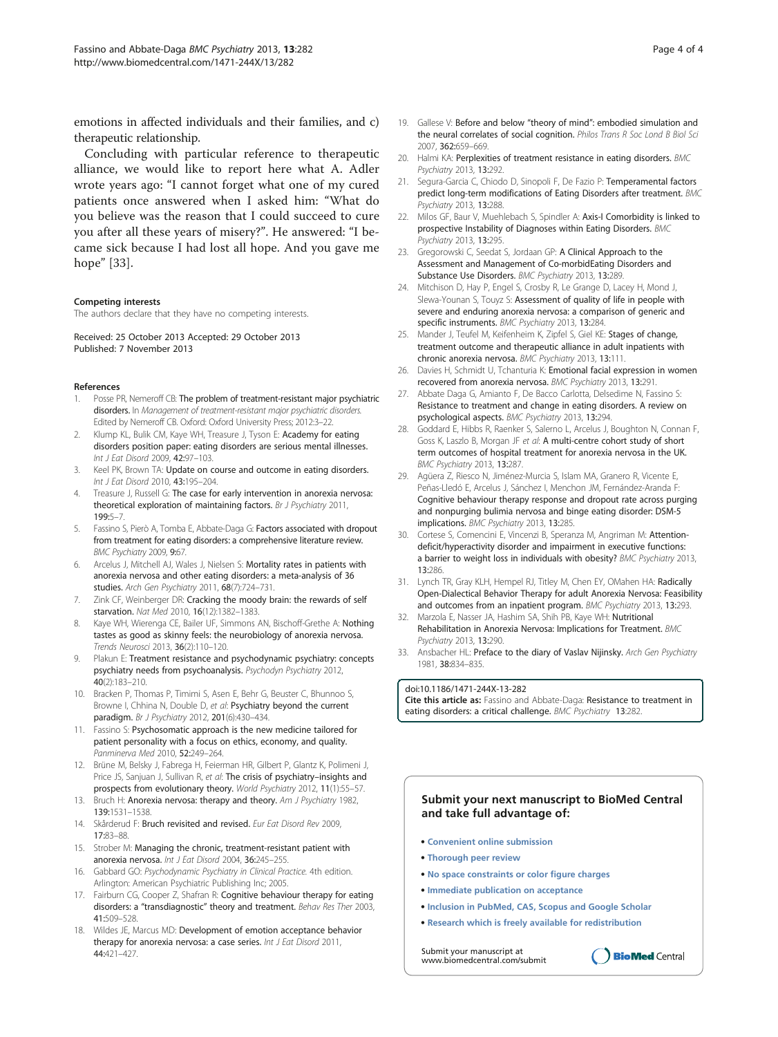emotions in affected individuals and their families, and c) therapeutic relationship.

Concluding with particular reference to therapeutic alliance, we would like to report here what A. Adler wrote years ago: "I cannot forget what one of my cured patients once answered when I asked him: "What do you believe was the reason that I could succeed to cure you after all these years of misery?". He answered: "I became sick because I had lost all hope. And you gave me hope" [33].

#### Competing interests

The authors declare that they have no competing interests.

Received: 25 October 2013 Accepted: 29 October 2013
Published: 7 November 2013

#### References

1. Posse PR, Nemeroff CB: **The problem of treatment-resistant major psychiatric disorders.** In *Management of treatment-resistant major psychiatric disorders.* Edited by Nemeroff CB. Oxford: Oxford University Press; 2012:3–22.
2. Klump KL, Bulik CM, Kaye WH, Treasure J, Tyson E: **Academy for eating disorders position paper: eating disorders are serious mental illnesses.** *Int J Eat Disord* 2009, **42:**97–103.
3. Keel PK, Brown TA: **Update on course and outcome in eating disorders.** *Int J Eat Disord* 2010, **43:**195–204.
4. Treasure J, Russell G: **The case for early intervention in anorexia nervosa: theoretical exploration of maintaining factors.** *Br J Psychiatry* 2011, **199:**5–7.
5. Fassino S, Pierò A, Tomba E, Abbate-Daga G: **Factors associated with dropout from treatment for eating disorders: a comprehensive literature review.** *BMC Psychiatry* 2009, **9:**67.
6. Arcelus J, Mitchell AJ, Wales J, Nielsen S: **Mortality rates in patients with anorexia nervosa and other eating disorders: a meta-analysis of 36 studies.** *Arch Gen Psychiatry* 2011, **68**(7):724–731.
7. Zink CF, Weinberger DR: **Cracking the moody brain: the rewards of self starvation.** *Nat Med* 2010, **16**(12):1382–1383.
8. Kaye WH, Wierenga CE, Bailer UF, Simmons AN, Bischoff-Grethe A: **Nothing tastes as good as skinny feels: the neurobiology of anorexia nervosa.** *Trends Neurosci* 2013, **36**(2):110–120.
9. Plakun E: **Treatment resistance and psychodynamic psychiatry: concepts psychiatry needs from psychoanalysis.** *Psychodyn Psychiatry* 2012, **40**(2):183–210.
10. Bracken P, Thomas P, Timimi S, Asen E, Behr G, Beuster C, Bhunnoo S, Browne I, Chhina N, Double D, *et al*: **Psychiatry beyond the current paradigm.** *Br J Psychiatry* 2012, **201**(6):430–434.
11. Fassino S: **Psychosomatic approach is the new medicine tailored for patient personality with a focus on ethics, economy, and quality.** *Panminerva Med* 2010, **52:**249–264.
12. Brüne M, Belsky J, Fabrega H, Feierman HR, Gilbert P, Glantz K, Polimeni J, Price JS, Sanjuan J, Sullivan R, *et al*: **The crisis of psychiatry–insights and prospects from evolutionary theory.** *World Psychiatry* 2012, **11**(1):55–57.
13. Bruch H: **Anorexia nervosa: therapy and theory.** *Am J Psychiatry* 1982, **139:**1531–1538.
14. Skårderud F: **Bruch revisited and revised.** *Eur Eat Disord Rev* 2009, **17:**83–88.
15. Strober M: **Managing the chronic, treatment-resistant patient with anorexia nervosa.** *Int J Eat Disord* 2004, **36:**245–255.
16. Gabbard GO: *Psychodynamic Psychiatry in Clinical Practice.* 4th edition. Arlington: American Psychiatric Publishing Inc; 2005.
17. Fairburn CG, Cooper Z, Shafran R: **Cognitive behaviour therapy for eating disorders: a "transdiagnostic" theory and treatment.** *Behav Res Ther* 2003, **41:**509–528.
18. Wildes JE, Marcus MD: **Development of emotion acceptance behavior therapy for anorexia nervosa: a case series.** *Int J Eat Disord* 2011, **44:**421–427.
19. Gallese V: **Before and below "theory of mind": embodied simulation and the neural correlates of social cognition.** *Philos Trans R Soc Lond B Biol Sci* 2007, **362:**659–669.
20. Halmi KA: **Perplexities of treatment resistance in eating disorders.** *BMC Psychiatry* 2013, **13:**292.
21. Segura-Garcia C, Chiodo D, Sinopoli F, De Fazio P: **Temperamental factors predict long-term modifications of Eating Disorders after treatment.** *BMC Psychiatry* 2013, **13:**288.
22. Milos GF, Baur V, Muehlebach S, Spindler A: **Axis-I Comorbidity is linked to prospective Instability of Diagnoses within Eating Disorders.** *BMC Psychiatry* 2013, **13:**295.
23. Gregorowski C, Seedat S, Jordaan GP: **A Clinical Approach to the Assessment and Management of Co-morbidEating Disorders and Substance Use Disorders.** *BMC Psychiatry* 2013, **13:**289.
24. Mitchison D, Hay P, Engel S, Crosby R, Le Grange D, Lacey H, Mond J, Slewa-Younan S, Touyz S: **Assessment of quality of life in people with severe and enduring anorexia nervosa: a comparison of generic and specific instruments.** *BMC Psychiatry* 2013, **13:**284.
25. Mander J, Teufel M, Keifenheim K, Zipfel S, Giel KE: **Stages of change, treatment outcome and therapeutic alliance in adult inpatients with chronic anorexia nervosa.** *BMC Psychiatry* 2013, **13:**111.
26. Davies H, Schmidt U, Tchanturia K: **Emotional facial expression in women recovered from anorexia nervosa.** *BMC Psychiatry* 2013, **13:**291.
27. Abbate Daga G, Amianto F, De Bacco Carlotta, Delsedime N, Fassino S: **Resistance to treatment and change in eating disorders. A review on psychological aspects.** *BMC Psychiatry* 2013, **13:**294.
28. Goddard E, Hibbs R, Raenker S, Salerno L, Arcelus J, Boughton N, Connan F, Goss K, Laszlo B, Morgan JF *et al*: **A multi-centre cohort study of short term outcomes of hospital treatment for anorexia nervosa in the UK.** *BMC Psychiatry* 2013, **13:**287.
29. Agüera Z, Riesco N, Jiménez-Murcia S, Islam MA, Granero R, Vicente E, Peñas-Lledó E, Arcelus J, Sánchez I, Menchon JM, Fernández-Aranda F: **Cognitive behaviour therapy response and dropout rate across purging and nonpurging bulimia nervosa and binge eating disorder: DSM-5 implications.** *BMC Psychiatry* 2013, **13:**285.
30. Cortese S, Comencini E, Vincenzi B, Speranza M, Angriman M: **Attention-deficit/hyperactivity disorder and impairment in executive functions: a barrier to weight loss in individuals with obesity?** *BMC Psychiatry* 2013, **13:**286.
31. Lynch TR, Gray KLH, Hempel RJ, Titley M, Chen EY, OMahen HA: **Radically Open-Dialectical Behavior Therapy for adult Anorexia Nervosa: Feasibility and outcomes from an inpatient program.** *BMC Psychiatry* 2013, **13:**293.
32. Marzola E, Nasser JA, Hashim SA, Shih PB, Kaye WH: **Nutritional Rehabilitation in Anorexia Nervosa: Implications for Treatment.** *BMC Psychiatry* 2013, **13:**290.
33. Ansbacher HL: **Preface to the diary of Vaslav Nijinsky.** *Arch Gen Psychiatry* 1981, **38:**834–835.

doi:10.1186/1471-244X-13-282
**Cite this article as:** Fassino and Abbate-Daga: Resistance to treatment in eating disorders: a critical challenge. *BMC Psychiatry* 13:282.